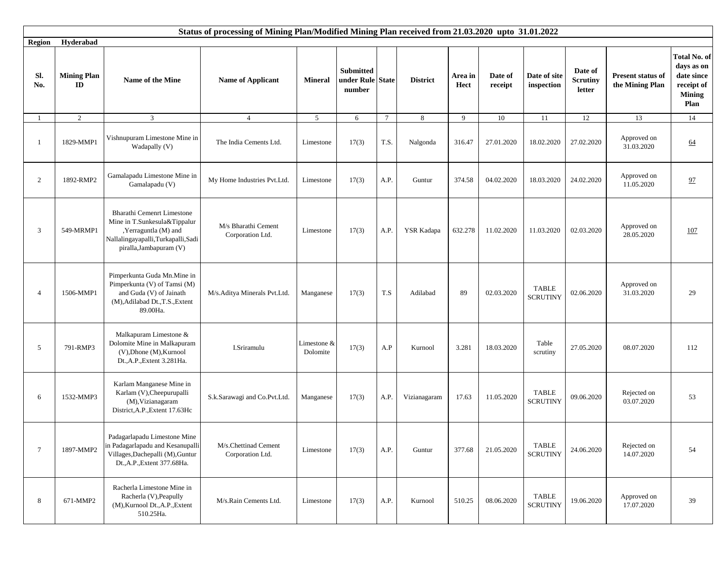**Status of processing of Mining Plan/Modified Mining Plan received from 21.03.2020 upto 31.01.2022**

**Region** **Hyderabad**

| Sl. No. | Mining Plan ID | Name of the Mine | Name of Applicant | Mineral | Submitted under Rule number | State | District | Area in Hect | Date of receipt | Date of site inspection | Date of Scrutiny letter | Present status of the Mining Plan | Total No. of days as on date since receipt of Mining Plan |
|---|---|---|---|---|---|---|---|---|---|---|---|---|---|
| 1 | 2 | 3 | 4 | 5 | 6 | 7 | 8 | 9 | 10 | 11 | 12 | 13 | 14 |
| 1 | 1829-MMP1 | Vishnupuram Limestone Mine in Wadapally (V) | The India Cements Ltd. | Limestone | 17(3) | T.S. | Nalgonda | 316.47 | 27.01.2020 | 18.02.2020 | 27.02.2020 | Approved on 31.03.2020 | 64 |
| 2 | 1892-RMP2 | Gamalapadu Limestone Mine in Gamalapadu (V) | My Home Industries Pvt.Ltd. | Limestone | 17(3) | A.P. | Guntur | 374.58 | 04.02.2020 | 18.03.2020 | 24.02.2020 | Approved on 11.05.2020 | 97 |
| 3 | 549-MRMP1 | Bharathi Cemenrt Limestone Mine in T.Sunkesula&Tippalur ,Yerraguntla (M) and Nallalingayapalli,Turkapalli,Sadipiralla,Jambapuram (V) | M/s Bharathi Cement Corporation Ltd. | Limestone | 17(3) | A.P. | YSR Kadapa | 632.278 | 11.02.2020 | 11.03.2020 | 02.03.2020 | Approved on 28.05.2020 | 107 |
| 4 | 1506-MMP1 | Pimperkunta Guda Mn.Mine in Pimperkunta (V) of Tamsi (M) and Guda (V) of Jainath (M),Adilabad Dt.,T.S.,Extent 89.00Ha. | M/s.Aditya Minerals Pvt.Ltd. | Manganese | 17(3) | T.S | Adilabad | 89 | 02.03.2020 | TABLE SCRUTINY | 02.06.2020 | Approved on 31.03.2020 | 29 |
| 5 | 791-RMP3 | Malkapuram Limestone & Dolomite Mine in Malkapuram (V),Dhone (M),Kurnool Dt.,A.P.,Extent 3.281Ha. | I.Sriramulu | Limestone & Dolomite | 17(3) | A.P | Kurnool | 3.281 | 18.03.2020 | Table scrutiny | 27.05.2020 | 08.07.2020 | 112 |
| 6 | 1532-MMP3 | Karlam Manganese Mine in Karlam (V),Cheepurupalli (M),Vizianagaram District,A.P.,Extent 17.63Hc | S.k.Sarawagi and Co.Pvt.Ltd. | Manganese | 17(3) | A.P. | Vizianagaram | 17.63 | 11.05.2020 | TABLE SCRUTINY | 09.06.2020 | Rejected on 03.07.2020 | 53 |
| 7 | 1897-MMP2 | Padagarlapadu Limestone Mine in Padagarlapadu and Kesanupalli Villages,Dachepalli (M),Guntur Dt.,A.P.,Extent 377.68Ha. | M/s.Chettinad Cement Corporation Ltd. | Limestone | 17(3) | A.P. | Guntur | 377.68 | 21.05.2020 | TABLE SCRUTINY | 24.06.2020 | Rejected on 14.07.2020 | 54 |
| 8 | 671-MMP2 | Racherla Limestone Mine in Racherla (V),Peapully (M),Kurnool Dt.,A.P.,Extent 510.25Ha. | M/s.Rain Cements Ltd. | Limestone | 17(3) | A.P. | Kurnool | 510.25 | 08.06.2020 | TABLE SCRUTINY | 19.06.2020 | Approved on 17.07.2020 | 39 |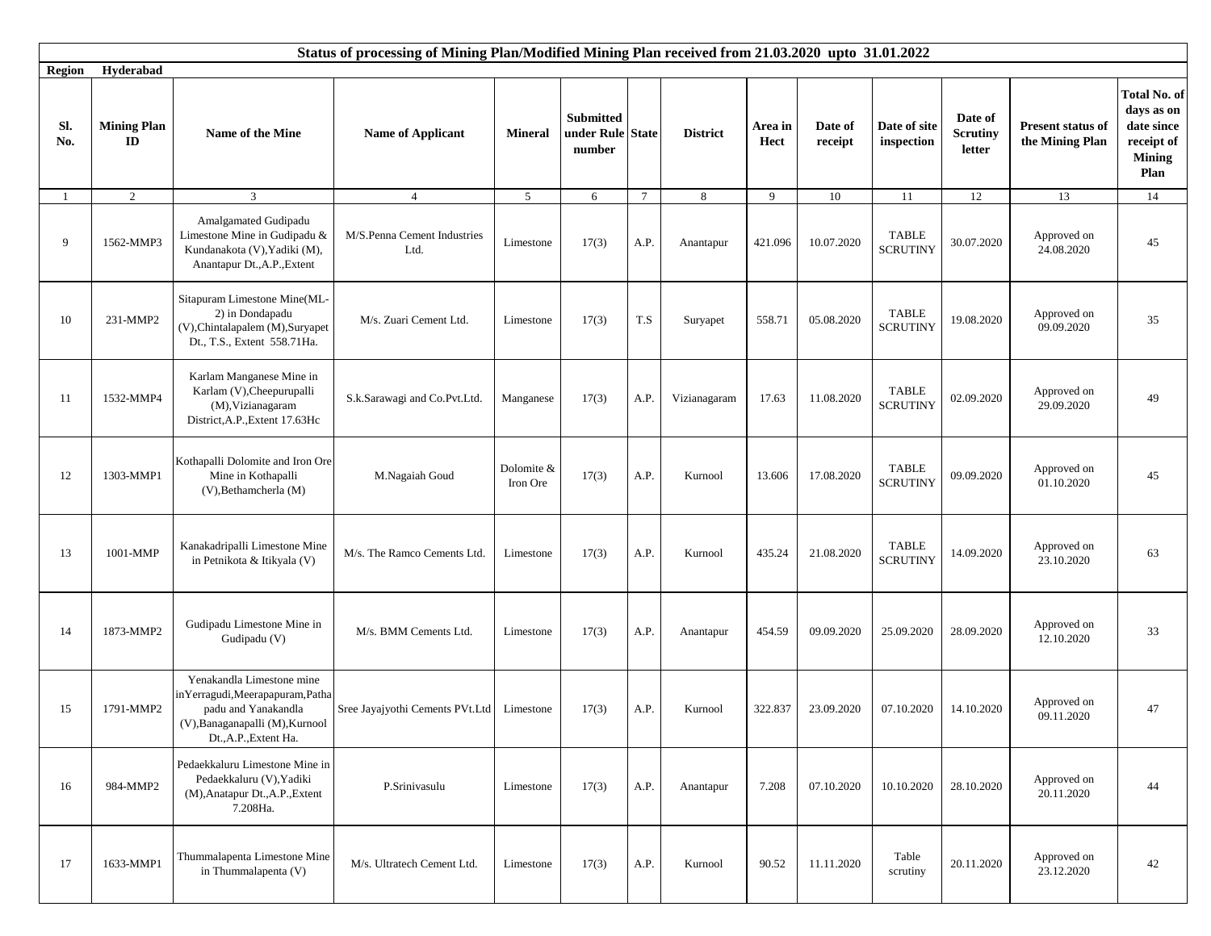**Status of processing of Mining Plan/Modified Mining Plan received from 21.03.2020 upto 31.01.2022**

**Region** **Hyderabad**

| Sl. No. | Mining Plan ID | Name of the Mine | Name of Applicant | Mineral | Submitted under Rule number | State | District | Area in Hect | Date of receipt | Date of site inspection | Date of Scrutiny letter | Present status of the Mining Plan | Total No. of days as on date since receipt of Mining Plan |
|---|---|---|---|---|---|---|---|---|---|---|---|---|---|
| 1 | 2 | 3 | 4 | 5 | 6 | 7 | 8 | 9 | 10 | 11 | 12 | 13 | 14 |
| 9 | 1562-MMP3 | Amalgamated Gudipadu Limestone Mine in Gudipadu & Kundanakota (V),Yadiki (M), Anantapur Dt.,A.P.,Extent | M/S.Penna Cement Industries Ltd. | Limestone | 17(3) | A.P. | Anantapur | 421.096 | 10.07.2020 | TABLE SCRUTINY | 30.07.2020 | Approved on 24.08.2020 | 45 |
| 10 | 231-MMP2 | Sitapuram Limestone Mine(ML-2) in Dondapadu (V),Chintalapalem (M),Suryapet Dt., T.S., Extent 558.71Ha. | M/s. Zuari Cement Ltd. | Limestone | 17(3) | T.S | Suryapet | 558.71 | 05.08.2020 | TABLE SCRUTINY | 19.08.2020 | Approved on 09.09.2020 | 35 |
| 11 | 1532-MMP4 | Karlam Manganese Mine in Karlam (V),Cheepurupalli (M),Vizianagaram District,A.P.,Extent 17.63Hc | S.k.Sarawagi and Co.Pvt.Ltd. | Manganese | 17(3) | A.P. | Vizianagaram | 17.63 | 11.08.2020 | TABLE SCRUTINY | 02.09.2020 | Approved on 29.09.2020 | 49 |
| 12 | 1303-MMP1 | Kothapalli Dolomite and Iron Ore Mine in Kothapalli (V),Bethamcherla (M) | M.Nagaiah Goud | Dolomite & Iron Ore | 17(3) | A.P. | Kurnool | 13.606 | 17.08.2020 | TABLE SCRUTINY | 09.09.2020 | Approved on 01.10.2020 | 45 |
| 13 | 1001-MMP | Kanakadripalli Limestone Mine in Petnikota & Itikyala (V) | M/s. The Ramco Cements Ltd. | Limestone | 17(3) | A.P. | Kurnool | 435.24 | 21.08.2020 | TABLE SCRUTINY | 14.09.2020 | Approved on 23.10.2020 | 63 |
| 14 | 1873-MMP2 | Gudipadu Limestone Mine in Gudipadu (V) | M/s. BMM Cements Ltd. | Limestone | 17(3) | A.P. | Anantapur | 454.59 | 09.09.2020 | 25.09.2020 | 28.09.2020 | Approved on 12.10.2020 | 33 |
| 15 | 1791-MMP2 | Yenakandla Limestone mine inYerragudi,Meerapapuram,Pathapadu and Yanakandla (V),Banaganapalli (M),Kurnool Dt.,A.P.,Extent Ha. | Sree Jayajyothi Cements PVt.Ltd | Limestone | 17(3) | A.P. | Kurnool | 322.837 | 23.09.2020 | 07.10.2020 | 14.10.2020 | Approved on 09.11.2020 | 47 |
| 16 | 984-MMP2 | Pedaekkaluru Limestone Mine in Pedaekkaluru (V),Yadiki (M),Anatapur Dt.,A.P.,Extent 7.208Ha. | P.Srinivasulu | Limestone | 17(3) | A.P. | Anantapur | 7.208 | 07.10.2020 | 10.10.2020 | 28.10.2020 | Approved on 20.11.2020 | 44 |
| 17 | 1633-MMP1 | Thummalapenta Limestone Mine in Thummalapenta (V) | M/s. Ultratech Cement Ltd. | Limestone | 17(3) | A.P. | Kurnool | 90.52 | 11.11.2020 | Table scrutiny | 20.11.2020 | Approved on 23.12.2020 | 42 |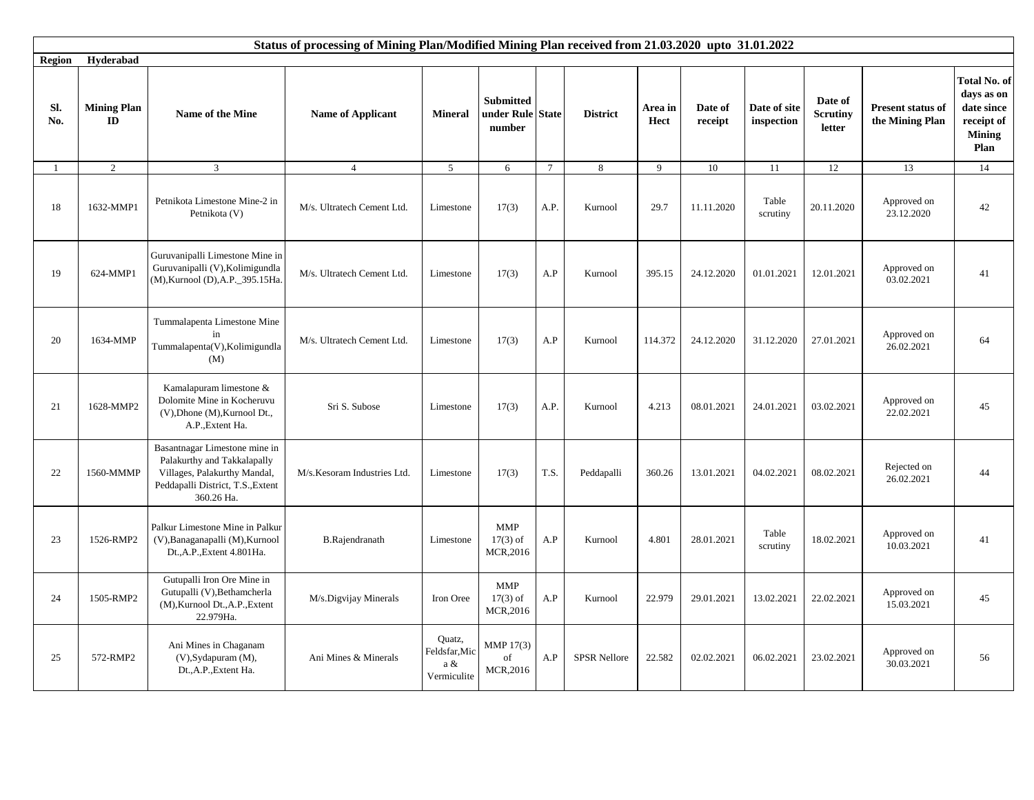**Status of processing of Mining Plan/Modified Mining Plan received from 21.03.2020 upto 31.01.2022**

**Region** **Hyderabad**

| Sl. No. | Mining Plan ID | Name of the Mine | Name of Applicant | Mineral | Submitted under Rule number | State | District | Area in Hect | Date of receipt | Date of site inspection | Date of Scrutiny letter | Present status of the Mining Plan | Total No. of days as on date since receipt of Mining Plan |
|---|---|---|---|---|---|---|---|---|---|---|---|---|---|
| 1 | 2 | 3 | 4 | 5 | 6 | 7 | 8 | 9 | 10 | 11 | 12 | 13 | 14 |
| 18 | 1632-MMP1 | Petnikota Limestone Mine-2 in Petnikota (V) | M/s. Ultratech Cement Ltd. | Limestone | 17(3) | A.P. | Kurnool | 29.7 | 11.11.2020 | Table scrutiny | 20.11.2020 | Approved on 23.12.2020 | 42 |
| 19 | 624-MMP1 | Guruvanipalli Limestone Mine in Guruvanipalli (V),Kolimigundla (M),Kurnool (D),A.P._395.15Ha. | M/s. Ultratech Cement Ltd. | Limestone | 17(3) | A.P | Kurnool | 395.15 | 24.12.2020 | 01.01.2021 | 12.01.2021 | Approved on 03.02.2021 | 41 |
| 20 | 1634-MMP | Tummalapenta Limestone Mine in Tummalapenta(V),Kolimigundla (M) | M/s. Ultratech Cement Ltd. | Limestone | 17(3) | A.P | Kurnool | 114.372 | 24.12.2020 | 31.12.2020 | 27.01.2021 | Approved on 26.02.2021 | 64 |
| 21 | 1628-MMP2 | Kamalapuram limestone & Dolomite Mine in Kocheruvu (V),Dhone (M),Kurnool Dt., A.P.,Extent Ha. | Sri S. Subose | Limestone | 17(3) | A.P. | Kurnool | 4.213 | 08.01.2021 | 24.01.2021 | 03.02.2021 | Approved on 22.02.2021 | 45 |
| 22 | 1560-MMMP | Basantnagar Limestone mine in Palakurthy and Takkalapally Villages, Palakurthy Mandal, Peddapalli District, T.S.,Extent 360.26 Ha. | M/s.Kesoram Industries Ltd. | Limestone | 17(3) | T.S. | Peddapalli | 360.26 | 13.01.2021 | 04.02.2021 | 08.02.2021 | Rejected on 26.02.2021 | 44 |
| 23 | 1526-RMP2 | Palkur Limestone Mine in Palkur (V),Banaganapalli (M),Kurnool Dt.,A.P.,Extent 4.801Ha. | B.Rajendranath | Limestone | MMP 17(3) of MCR,2016 | A.P | Kurnool | 4.801 | 28.01.2021 | Table scrutiny | 18.02.2021 | Approved on 10.03.2021 | 41 |
| 24 | 1505-RMP2 | Gutupalli Iron Ore Mine in Gutupalli (V),Bethamcherla (M),Kurnool Dt.,A.P.,Extent 22.979Ha. | M/s.Digvijay Minerals | Iron Oree | MMP 17(3) of MCR,2016 | A.P | Kurnool | 22.979 | 29.01.2021 | 13.02.2021 | 22.02.2021 | Approved on 15.03.2021 | 45 |
| 25 | 572-RMP2 | Ani Mines in Chaganam (V),Sydapuram (M), Dt.,A.P.,Extent Ha. | Ani Mines & Minerals | Quatz, Feldsfar,Mica & Vermiculite | MMP 17(3) of MCR,2016 | A.P | SPSR Nellore | 22.582 | 02.02.2021 | 06.02.2021 | 23.02.2021 | Approved on 30.03.2021 | 56 |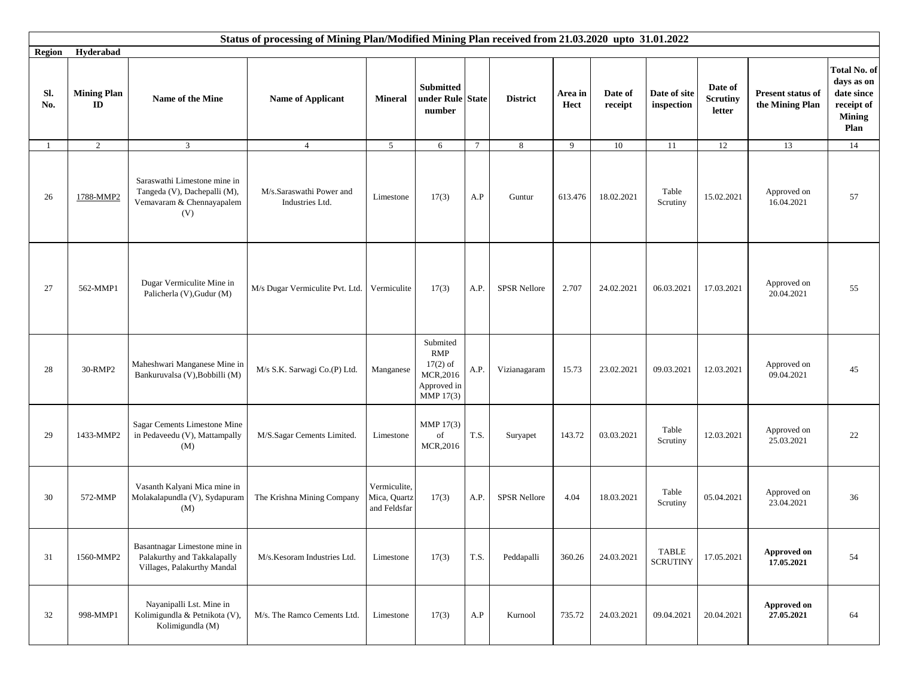**Status of processing of Mining Plan/Modified Mining Plan received from 21.03.2020 upto 31.01.2022**

**Region** **Hyderabad**

| Sl. No. | Mining Plan ID | Name of the Mine | Name of Applicant | Mineral | Submitted under Rule number | State | District | Area in Hect | Date of receipt | Date of site inspection | Date of Scrutiny letter | Present status of the Mining Plan | Total No. of days as on date since receipt of Mining Plan |
|---|---|---|---|---|---|---|---|---|---|---|---|---|---|
| 1 | 2 | 3 | 4 | 5 | 6 | 7 | 8 | 9 | 10 | 11 | 12 | 13 | 14 |
| 26 | 1788-MMP2 | Saraswathi Limestone mine in Tangeda (V), Dachepalli (M), Vemavaram & Chennayapalem (V) | M/s.Saraswathi Power and Industries Ltd. | Limestone | 17(3) | A.P | Guntur | 613.476 | 18.02.2021 | Table Scrutiny | 15.02.2021 | Approved on 16.04.2021 | 57 |
| 27 | 562-MMP1 | Dugar Vermiculite Mine in Palicherla (V),Gudur (M) | M/s Dugar Vermiculite Pvt. Ltd. | Vermiculite | 17(3) | A.P. | SPSR Nellore | 2.707 | 24.02.2021 | 06.03.2021 | 17.03.2021 | Approved on 20.04.2021 | 55 |
| 28 | 30-RMP2 | Maheshwari Manganese Mine in Bankuruvalsa (V),Bobbilli (M) | M/s S.K. Sarwagi Co.(P) Ltd. | Manganese | Submited RMP 17(2) of MCR,2016 Approved in MMP 17(3) | A.P. | Vizianagaram | 15.73 | 23.02.2021 | 09.03.2021 | 12.03.2021 | Approved on 09.04.2021 | 45 |
| 29 | 1433-MMP2 | Sagar Cements Limestone Mine in Pedaveedu (V), Mattampally (M) | M/S.Sagar Cements Limited. | Limestone | MMP 17(3) of MCR,2016 | T.S. | Suryapet | 143.72 | 03.03.2021 | Table Scrutiny | 12.03.2021 | Approved on 25.03.2021 | 22 |
| 30 | 572-MMP | Vasanth Kalyani Mica mine in Molakalapundla (V), Sydapuram (M) | The Krishna Mining Company | Vermiculite, Mica, Quartz and Feldsfar | 17(3) | A.P. | SPSR Nellore | 4.04 | 18.03.2021 | Table Scrutiny | 05.04.2021 | Approved on 23.04.2021 | 36 |
| 31 | 1560-MMP2 | Basantnagar Limestone mine in Palakurthy and Takkalapally Villages, Palakurthy Mandal | M/s.Kesoram Industries Ltd. | Limestone | 17(3) | T.S. | Peddapalli | 360.26 | 24.03.2021 | TABLE SCRUTINY | 17.05.2021 | **Approved on 17.05.2021** | 54 |
| 32 | 998-MMP1 | Nayanipalli Lst. Mine in Kolimigundla & Petnikota (V), Kolimigundla (M) | M/s. The Ramco Cements Ltd. | Limestone | 17(3) | A.P | Kurnool | 735.72 | 24.03.2021 | 09.04.2021 | 20.04.2021 | **Approved on 27.05.2021** | 64 |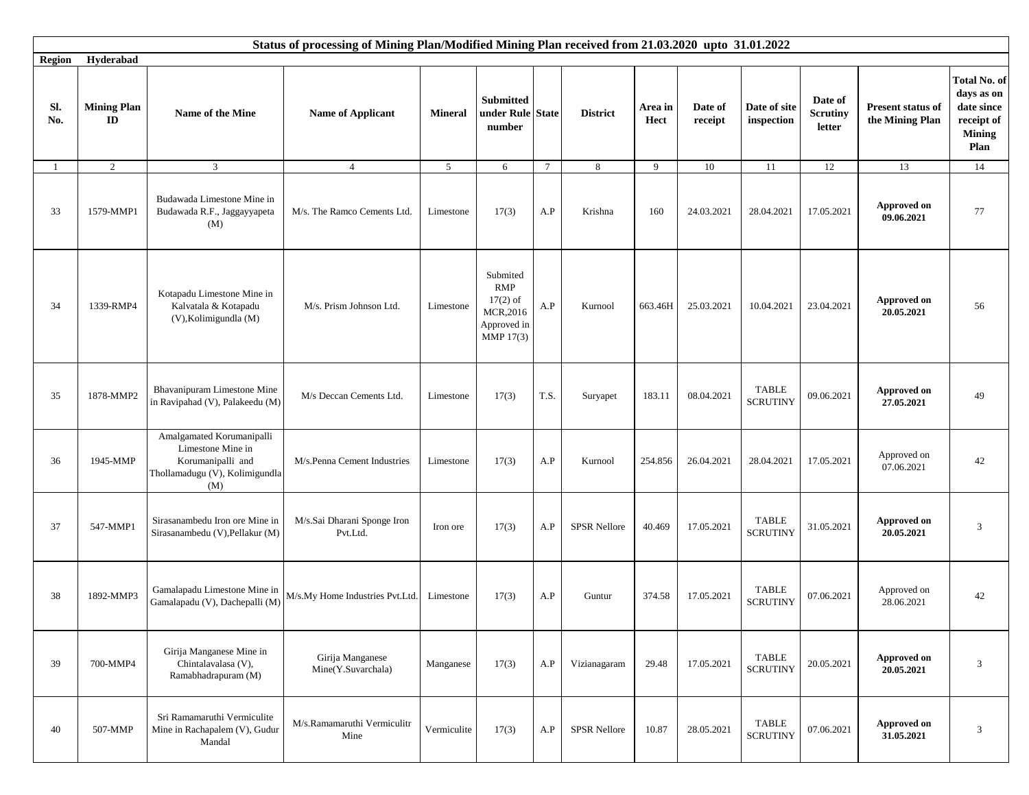## Status of processing of Mining Plan/Modified Mining Plan received from 21.03.2020 upto 31.01.2022

**Region** Hyderabad

| Sl. No. | Mining Plan ID | Name of the Mine | Name of Applicant | Mineral | Submitted under Rule number | State | District | Area in Hect | Date of receipt | Date of site inspection | Date of Scrutiny letter | Present status of the Mining Plan | Total No. of days as on date since receipt of Mining Plan |
|---|---|---|---|---|---|---|---|---|---|---|---|---|---|
| 1 | 2 | 3 | 4 | 5 | 6 | 7 | 8 | 9 | 10 | 11 | 12 | 13 | 14 |
| 33 | 1579-MMP1 | Budawada Limestone Mine in Budawada R.F., Jaggayyapeta (M) | M/s. The Ramco Cements Ltd. | Limestone | 17(3) | A.P | Krishna | 160 | 24.03.2021 | 28.04.2021 | 17.05.2021 | **Approved on 09.06.2021** | 77 |
| 34 | 1339-RMP4 | Kotapadu Limestone Mine in Kalvatala & Kotapadu (V),Kolimigundla (M) | M/s. Prism Johnson Ltd. | Limestone | Submited RMP 17(2) of MCR,2016 Approved in MMP 17(3) | A.P | Kurnool | 663.46H | 25.03.2021 | 10.04.2021 | 23.04.2021 | **Approved on 20.05.2021** | 56 |
| 35 | 1878-MMP2 | Bhavanipuram Limestone Mine in Ravipahad (V), Palakeedu (M) | M/s Deccan Cements Ltd. | Limestone | 17(3) | T.S. | Suryapet | 183.11 | 08.04.2021 | TABLE SCRUTINY | 09.06.2021 | **Approved on 27.05.2021** | 49 |
| 36 | 1945-MMP | Amalgamated Korumanipalli Limestone Mine in Korumanipalli and Thollamadugu (V), Kolimigundla (M) | M/s.Penna Cement Industries | Limestone | 17(3) | A.P | Kurnool | 254.856 | 26.04.2021 | 28.04.2021 | 17.05.2021 | Approved on 07.06.2021 | 42 |
| 37 | 547-MMP1 | Sirasanambedu Iron ore Mine in Sirasanambedu (V),Pellakur (M) | M/s.Sai Dharani Sponge Iron Pvt.Ltd. | Iron ore | 17(3) | A.P | SPSR Nellore | 40.469 | 17.05.2021 | TABLE SCRUTINY | 31.05.2021 | **Approved on 20.05.2021** | 3 |
| 38 | 1892-MMP3 | Gamalapadu Limestone Mine in Gamalapadu (V), Dachepalli (M) | M/s.My Home Industries Pvt.Ltd. | Limestone | 17(3) | A.P | Guntur | 374.58 | 17.05.2021 | TABLE SCRUTINY | 07.06.2021 | Approved on 28.06.2021 | 42 |
| 39 | 700-MMP4 | Girija Manganese Mine in Chintalavalasa (V), Ramabhadrapuram (M) | Girija Manganese Mine(Y.Suvarchala) | Manganese | 17(3) | A.P | Vizianagaram | 29.48 | 17.05.2021 | TABLE SCRUTINY | 20.05.2021 | **Approved on 20.05.2021** | 3 |
| 40 | 507-MMP | Sri Ramamaruthi Vermiculite Mine in Rachapalem (V), Gudur Mandal | M/s.Ramamaruthi Vermiculitr Mine | Vermiculite | 17(3) | A.P | SPSR Nellore | 10.87 | 28.05.2021 | TABLE SCRUTINY | 07.06.2021 | **Approved on 31.05.2021** | 3 |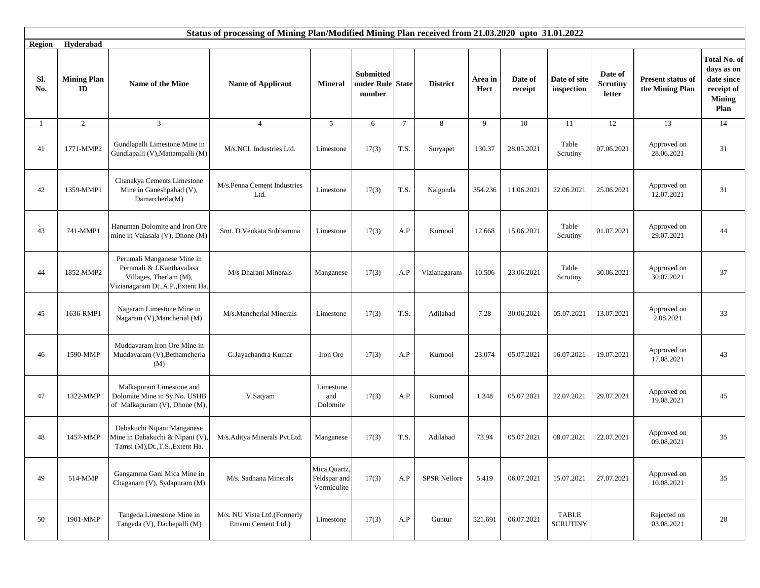**Status of processing of Mining Plan/Modified Mining Plan received from 21.03.2020 upto 31.01.2022**

**Region** **Hyderabad**

| Sl. No. | Mining Plan ID | Name of the Mine | Name of Applicant | Mineral | Submitted under Rule number | State | District | Area in Hect | Date of receipt | Date of site inspection | Date of Scrutiny letter | Present status of the Mining Plan | Total No. of days as on date since receipt of Mining Plan |
|---|---|---|---|---|---|---|---|---|---|---|---|---|---|
| 1 | 2 | 3 | 4 | 5 | 6 | 7 | 8 | 9 | 10 | 11 | 12 | 13 | 14 |
| 41 | 1771-MMP2 | Gundlapalli Limestone Mine in Gundlapalli (V),Mattampalli (M) | M/s.NCL Industries Ltd. | Limestone | 17(3) | T.S. | Suryapet | 130.37 | 28.05.2021 | Table Scrutiny | 07.06.2021 | Approved on 28.06.2021 | 31 |
| 42 | 1359-MMP1 | Chanakya Cements Limestone Mine in Ganeshpahad (V), Damarcherla(M) | M/s.Penna Cement Industries Ltd. | Limestone | 17(3) | T.S. | Nalgonda | 354.236 | 11.06.2021 | 22.06.2021 | 25.06.2021 | Approved on 12.07.2021 | 31 |
| 43 | 741-MMP1 | Hanuman Dolomite and Iron Ore mine in Valasala (V), Dhone (M) | Smt. D.Venkata Subbamma | Limestone | 17(3) | A.P | Kurnool | 12.668 | 15.06.2021 | Table Scrutiny | 01.07.2021 | Approved on 29.07.2021 | 44 |
| 44 | 1852-MMP2 | Perumali Manganese Mine in Perumali & J.Kanthavalasa Villages, Therlam (M), Vizianagaram Dt.,A.P.,Extent Ha. | M/s Dharani Minerals | Manganese | 17(3) | A.P | Vizianagaram | 10.506 | 23.06.2021 | Table Scrutiny | 30.06.2021 | Approved on 30.07.2021 | 37 |
| 45 | 1636-RMP1 | Nagaram Limestone Mine in Nagaram (V),Mancherial (M) | M/s.Mancherial Minerals | Limestone | 17(3) | T.S. | Adilabad | 7.28 | 30.06.2021 | 05.07.2021 | 13.07.2021 | Approved on 2.08.2021 | 33 |
| 46 | 1590-MMP | Muddavaram Iron Ore Mine in Muddavaram (V),Bethamcherla (M) | G.Jayachandra Kumar | Iron Ore | 17(3) | A.P | Kurnool | 23.074 | 05.07.2021 | 16.07.2021 | 19.07.2021 | Approved on 17.08.2021 | 43 |
| 47 | 1322-MMP | Malkapuram Limestone and Dolomite Mine in Sy.No. USHB of Malkapuram (V), Dhone (M), | V.Satyam | Limestone and Dolomite | 17(3) | A.P | Kurnool | 1.348 | 05.07.2021 | 22.07.2021 | 29.07.2021 | Approved on 19.08.2021 | 45 |
| 48 | 1457-MMP | Dabakuchi Nipani Manganese Mine in Dabakuchi & Nipani (V), Tamsi (M),Dt.,T.S.,Extent Ha. | M/s.Aditya Minerals Pvt.Ltd. | Manganese | 17(3) | T.S. | Adilabad | 73.94 | 05.07.2021 | 08.07.2021 | 22.07.2021 | Approved on 09.08.2021 | 35 |
| 49 | 514-MMP | Gangamma Gani Mica Mine in Chaganam (V), Sydapuram (M) | M/s. Sadhana Minerals | Mica,Quartz, Feldspar and Vermiculite | 17(3) | A.P | SPSR Nellore | 5.419 | 06.07.2021 | 15.07.2021 | 27.07.2021 | Approved on 10.08.2021 | 35 |
| 50 | 1901-MMP | Tangeda Limestone Mine in Tangeda (V), Dachepalli (M) | M/s. NU Vista Ltd.(Formerly Emami Cement Ltd.) | Limestone | 17(3) | A.P | Guntur | 521.691 | 06.07.2021 | TABLE SCRUTINY | | Rejected on 03.08.2021 | 28 |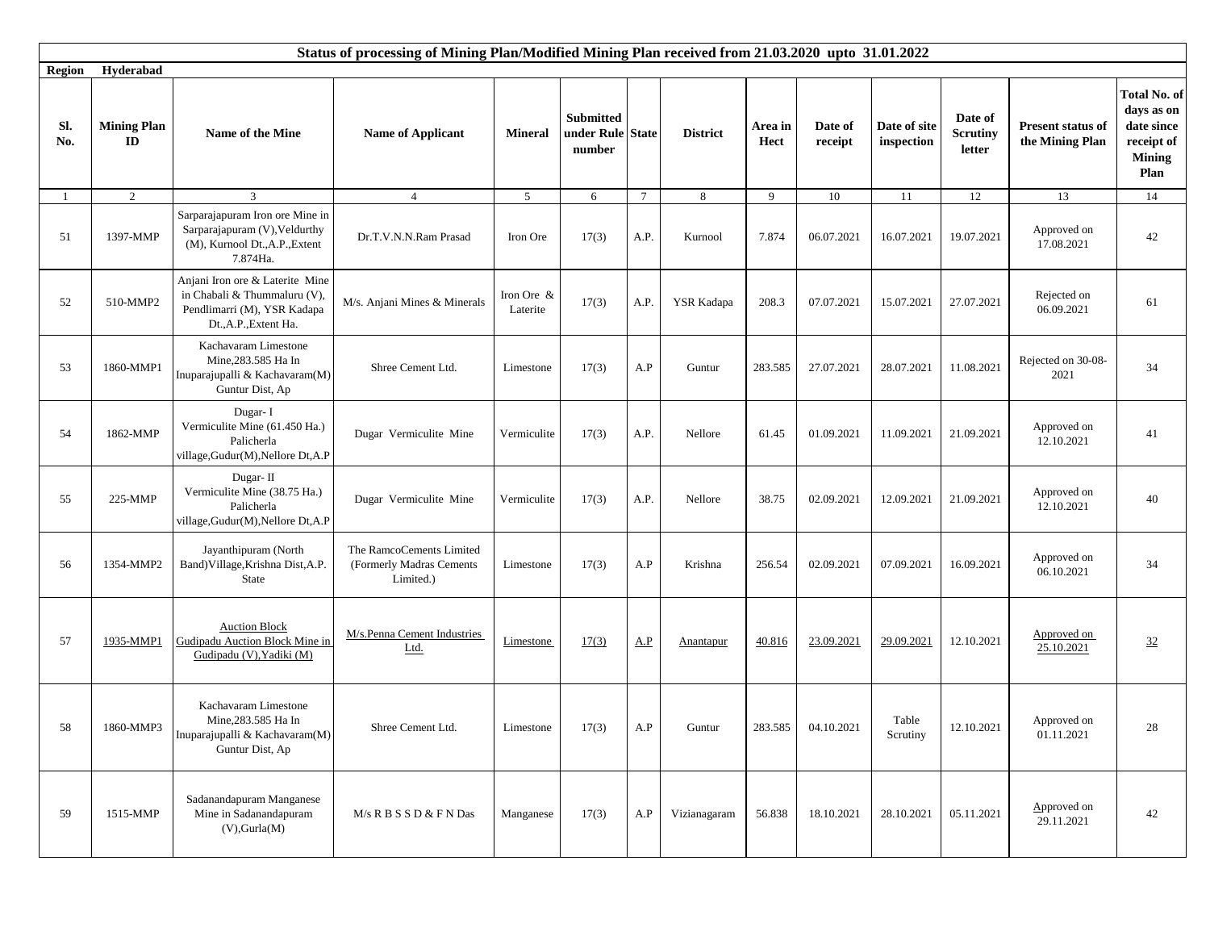**Status of processing of Mining Plan/Modified Mining Plan received from 21.03.2020 upto 31.01.2022**

**Region** **Hyderabad**

| Sl. No. | Mining Plan ID | Name of the Mine | Name of Applicant | Mineral | Submitted under Rule number | State | District | Area in Hect | Date of receipt | Date of site inspection | Date of Scrutiny letter | Present status of the Mining Plan | Total No. of days as on date since receipt of Mining Plan |
|---|---|---|---|---|---|---|---|---|---|---|---|---|---|
| 1 | 2 | 3 | 4 | 5 | 6 | 7 | 8 | 9 | 10 | 11 | 12 | 13 | 14 |
| 51 | 1397-MMP | Sarparajapuram Iron ore Mine in Sarparajapuram (V),Veldurthy (M), Kurnool Dt.,A.P.,Extent 7.874Ha. | Dr.T.V.N.N.Ram Prasad | Iron Ore | 17(3) | A.P. | Kurnool | 7.874 | 06.07.2021 | 16.07.2021 | 19.07.2021 | Approved on 17.08.2021 | 42 |
| 52 | 510-MMP2 | Anjani Iron ore & Laterite Mine in Chabali & Thummaluru (V), Pendlimarri (M), YSR Kadapa Dt.,A.P.,Extent Ha. | M/s. Anjani Mines & Minerals | Iron Ore & Laterite | 17(3) | A.P. | YSR Kadapa | 208.3 | 07.07.2021 | 15.07.2021 | 27.07.2021 | Rejected on 06.09.2021 | 61 |
| 53 | 1860-MMP1 | Kachavaram Limestone Mine,283.585 Ha In Inuparajupalli & Kachavaram(M) Guntur Dist, Ap | Shree Cement Ltd. | Limestone | 17(3) | A.P | Guntur | 283.585 | 27.07.2021 | 28.07.2021 | 11.08.2021 | Rejected on 30-08-2021 | 34 |
| 54 | 1862-MMP | Dugar- I Vermiculite Mine (61.450 Ha.) Palicherla village,Gudur(M),Nellore Dt,A.P | Dugar Vermiculite Mine | Vermiculite | 17(3) | A.P. | Nellore | 61.45 | 01.09.2021 | 11.09.2021 | 21.09.2021 | Approved on 12.10.2021 | 41 |
| 55 | 225-MMP | Dugar- II Vermiculite Mine (38.75 Ha.) Palicherla village,Gudur(M),Nellore Dt,A.P | Dugar Vermiculite Mine | Vermiculite | 17(3) | A.P. | Nellore | 38.75 | 02.09.2021 | 12.09.2021 | 21.09.2021 | Approved on 12.10.2021 | 40 |
| 56 | 1354-MMP2 | Jayanthipuram (North Band)Village,Krishna Dist,A.P. State | The RamcoCements Limited (Formerly Madras Cements Limited.) | Limestone | 17(3) | A.P | Krishna | 256.54 | 02.09.2021 | 07.09.2021 | 16.09.2021 | Approved on 06.10.2021 | 34 |
| 57 | 1935-MMP1 | Auction Block Gudipadu Auction Block Mine in Gudipadu (V),Yadiki (M) | M/s.Penna Cement Industries Ltd. | Limestone | 17(3) | A.P | Anantapur | 40.816 | 23.09.2021 | 29.09.2021 | 12.10.2021 | Approved on 25.10.2021 | 32 |
| 58 | 1860-MMP3 | Kachavaram Limestone Mine,283.585 Ha In Inuparajupalli & Kachavaram(M) Guntur Dist, Ap | Shree Cement Ltd. | Limestone | 17(3) | A.P | Guntur | 283.585 | 04.10.2021 | Table Scrutiny | 12.10.2021 | Approved on 01.11.2021 | 28 |
| 59 | 1515-MMP | Sadanandapuram Manganese Mine in Sadanandapuram (V),Gurla(M) | M/s R B S S D & F N Das | Manganese | 17(3) | A.P | Vizianagaram | 56.838 | 18.10.2021 | 28.10.2021 | 05.11.2021 | Approved on 29.11.2021 | 42 |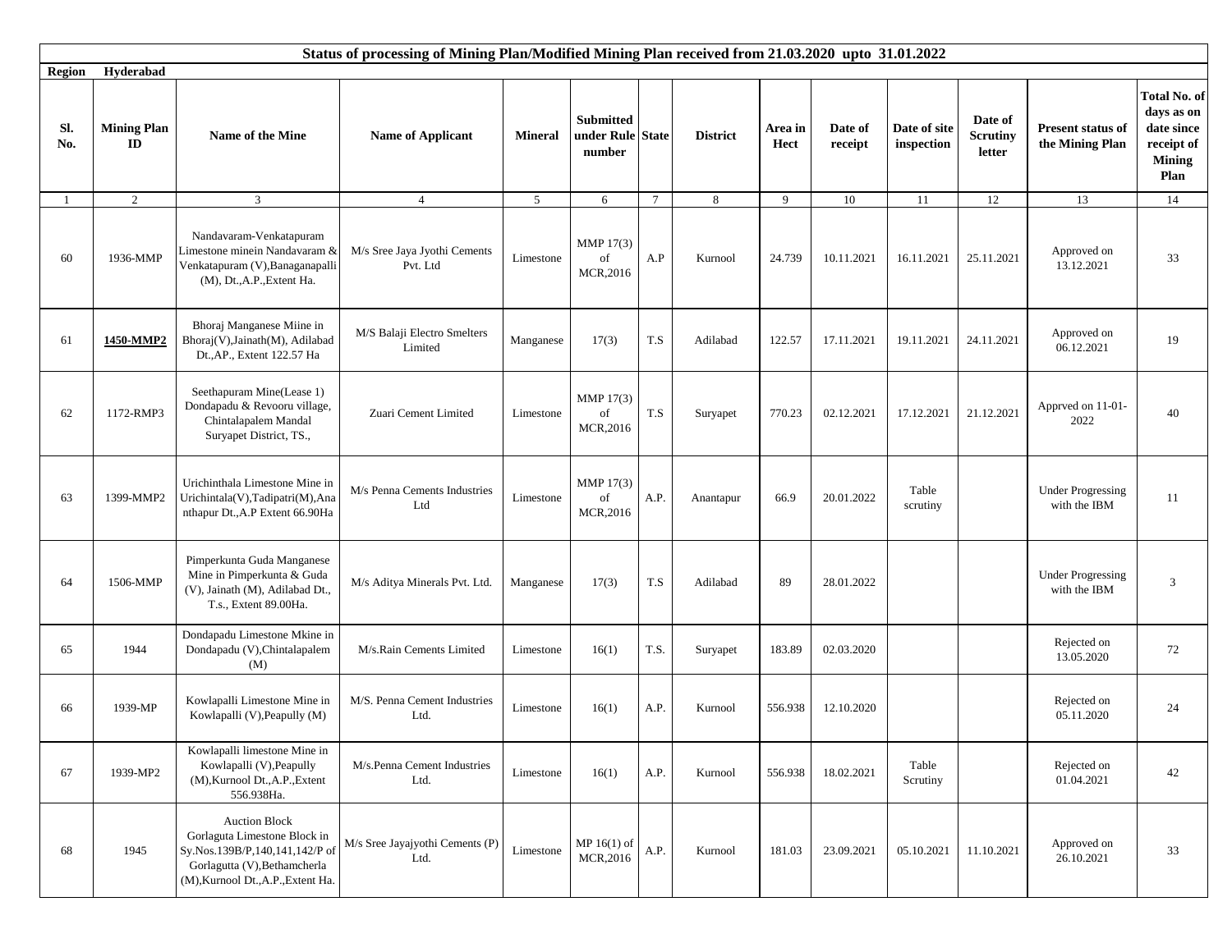## Status of processing of Mining Plan/Modified Mining Plan received from 21.03.2020 upto 31.01.2022

**Region** Hyderabad

| Sl. No. | Mining Plan ID | Name of the Mine | Name of Applicant | Mineral | Submitted under Rule number | State | District | Area in Hect | Date of receipt | Date of site inspection | Date of Scrutiny letter | Present status of the Mining Plan | Total No. of days as on date since receipt of Mining Plan |
|---|---|---|---|---|---|---|---|---|---|---|---|---|---|
| 1 | 2 | 3 | 4 | 5 | 6 | 7 | 8 | 9 | 10 | 11 | 12 | 13 | 14 |
| 60 | 1936-MMP | Nandavaram-Venkatapuram Limestone minein Nandavaram & Venkatapuram (V),Banaganapalli (M), Dt.,A.P.,Extent Ha. | M/s Sree Jaya Jyothi Cements Pvt. Ltd | Limestone | MMP 17(3) of MCR,2016 | A.P | Kurnool | 24.739 | 10.11.2021 | 16.11.2021 | 25.11.2021 | Approved on 13.12.2021 | 33 |
| 61 | **1450-MMP2** | Bhoraj Manganese Miine in Bhoraj(V),Jainath(M), Adilabad Dt.,AP., Extent 122.57 Ha | M/S Balaji Electro Smelters Limited | Manganese | 17(3) | T.S | Adilabad | 122.57 | 17.11.2021 | 19.11.2021 | 24.11.2021 | Approved on 06.12.2021 | 19 |
| 62 | 1172-RMP3 | Seethapuram Mine(Lease 1) Dondapadu & Revooru village, Chintalapalem Mandal Suryapet District, TS., | Zuari Cement Limited | Limestone | MMP 17(3) of MCR,2016 | T.S | Suryapet | 770.23 | 02.12.2021 | 17.12.2021 | 21.12.2021 | Apprved on 11-01-2022 | 40 |
| 63 | 1399-MMP2 | Urichinthala Limestone Mine in Urichintala(V),Tadipatri(M),Ananthapur Dt.,A.P Extent 66.90Ha | M/s Penna Cements Industries Ltd | Limestone | MMP 17(3) of MCR,2016 | A.P. | Anantapur | 66.9 | 20.01.2022 | Table scrutiny | | Under Progressing with the IBM | 11 |
| 64 | 1506-MMP | Pimperkunta Guda Manganese Mine in Pimperkunta & Guda (V), Jainath (M), Adilabad Dt., T.s., Extent 89.00Ha. | M/s Aditya Minerals Pvt. Ltd. | Manganese | 17(3) | T.S | Adilabad | 89 | 28.01.2022 | | | Under Progressing with the IBM | 3 |
| 65 | 1944 | Dondapadu Limestone Mkine in Dondapadu (V),Chintalapalem (M) | M/s.Rain Cements Limited | Limestone | 16(1) | T.S. | Suryapet | 183.89 | 02.03.2020 | | | Rejected on 13.05.2020 | 72 |
| 66 | 1939-MP | Kowlapalli Limestone Mine in Kowlapalli (V),Peapully (M) | M/S. Penna Cement Industries Ltd. | Limestone | 16(1) | A.P. | Kurnool | 556.938 | 12.10.2020 | | | Rejected on 05.11.2020 | 24 |
| 67 | 1939-MP2 | Kowlapalli limestone Mine in Kowlapalli (V),Peapully (M),Kurnool Dt.,A.P.,Extent 556.938Ha. | M/s.Penna Cement Industries Ltd. | Limestone | 16(1) | A.P. | Kurnool | 556.938 | 18.02.2021 | Table Scrutiny | | Rejected on 01.04.2021 | 42 |
| 68 | 1945 | Auction Block Gorlaguta Limestone Block in Sy.Nos.139B/P,140,141,142/P of Gorlagutta (V),Bethamcherla (M),Kurnool Dt.,A.P.,Extent Ha. | M/s Sree Jayajyothi Cements (P) Ltd. | Limestone | MP 16(1) of MCR,2016 | A.P. | Kurnool | 181.03 | 23.09.2021 | 05.10.2021 | 11.10.2021 | Approved on 26.10.2021 | 33 |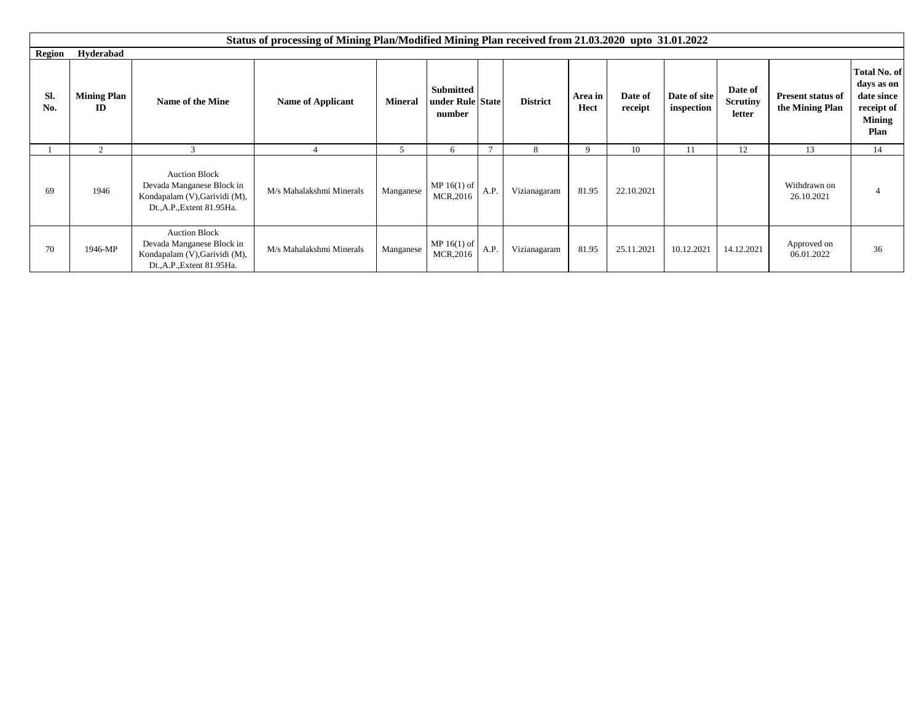## Status of processing of Mining Plan/Modified Mining Plan received from 21.03.2020 upto 31.01.2022

**Region** **Hyderabad**

| Sl. No. | Mining Plan ID | Name of the Mine | Name of Applicant | Mineral | Submitted under Rule number | State | District | Area in Hect | Date of receipt | Date of site inspection | Date of Scrutiny letter | Present status of the Mining Plan | Total No. of days as on date since receipt of Mining Plan |
|---|---|---|---|---|---|---|---|---|---|---|---|---|---|
| 1 | 2 | 3 | 4 | 5 | 6 | 7 | 8 | 9 | 10 | 11 | 12 | 13 | 14 |
| 69 | 1946 | Auction Block Devada Manganese Block in Kondapalam (V),Garividi (M), Dt.,A.P.,Extent 81.95Ha. | M/s Mahalakshmi Minerals | Manganese | MP 16(1) of MCR,2016 | A.P. | Vizianagaram | 81.95 | 22.10.2021 | | | Withdrawn on 26.10.2021 | 4 |
| 70 | 1946-MP | Auction Block Devada Manganese Block in Kondapalam (V),Garividi (M), Dt.,A.P.,Extent 81.95Ha. | M/s Mahalakshmi Minerals | Manganese | MP 16(1) of MCR,2016 | A.P. | Vizianagaram | 81.95 | 25.11.2021 | 10.12.2021 | 14.12.2021 | Approved on 06.01.2022 | 36 |